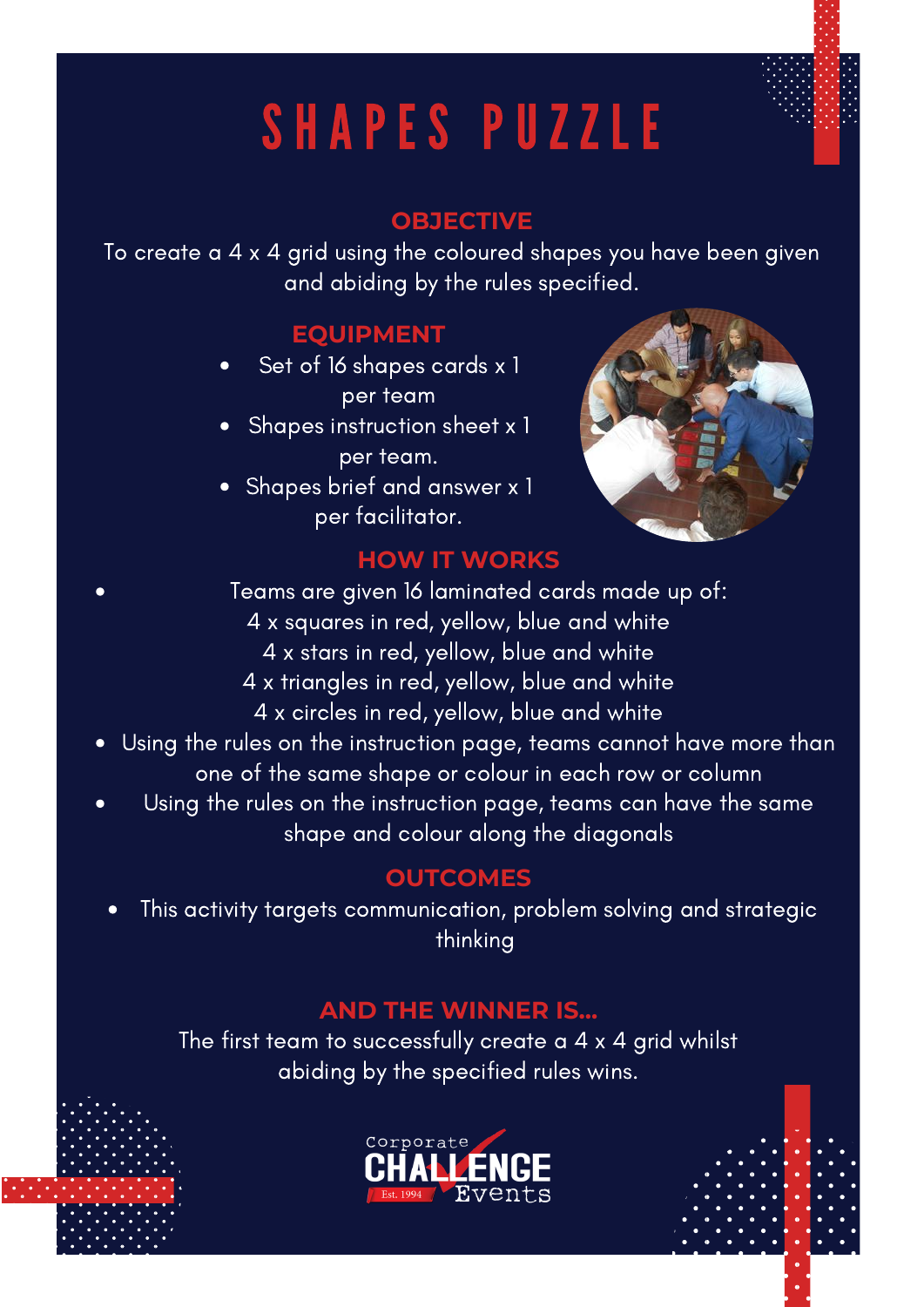# SHAPES PUZZLE

## OBJECTIVE

To create a 4 x 4 grid using the coloured shapes you have been given and abiding by the rules specified.

## EQUIPMENT

- Set of 16 shapes cards x 1 per team
- Shapes instruction sheet x 1 per team.
- Shapes brief and answer x 1 per facilitator.

## HOW IT WORKS

- Teams are given 16 laminated cards made up of:
  4 x squares in red, yellow, blue and white
  4 x stars in red, yellow, blue and white
  4 x triangles in red, yellow, blue and white
  4 x circles in red, yellow, blue and white
- Using the rules on the instruction page, teams cannot have more than one of the same shape or colour in each row or column
- Using the rules on the instruction page, teams can have the same shape and colour along the diagonals

## OUTCOMES

- This activity targets communication, problem solving and strategic thinking

## AND THE WINNER IS...

The first team to successfully create a 4 x 4 grid whilst abiding by the specified rules wins.

Corporate CHALLENGE Events
Est. 1994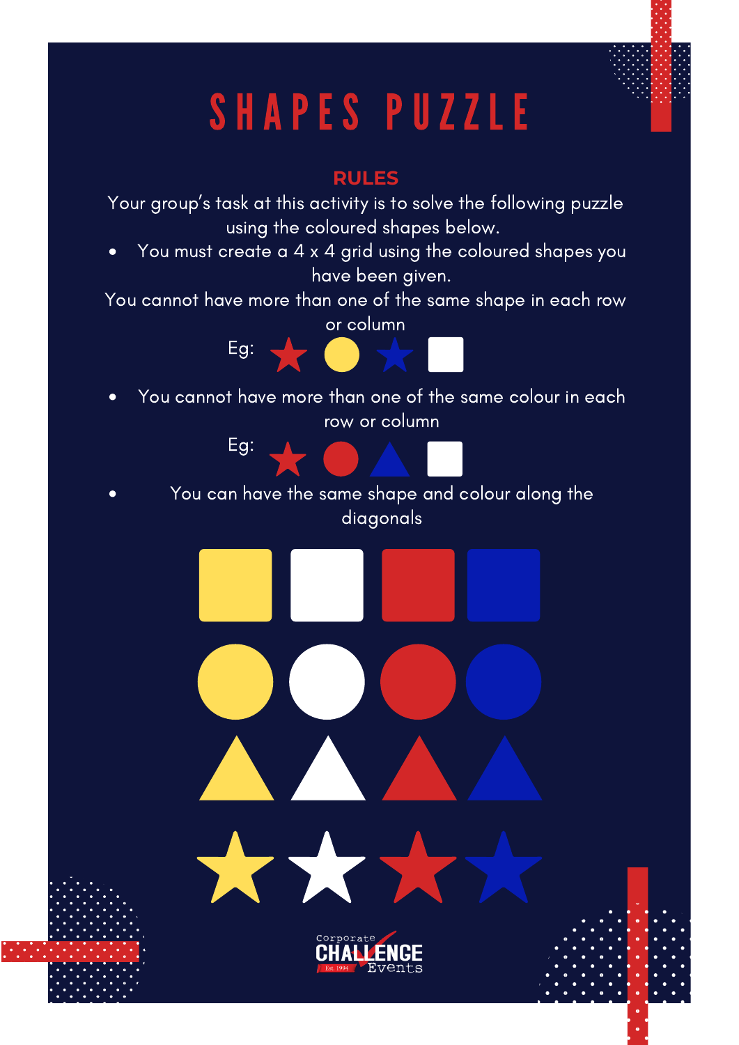# SHAPES PUZZLE

## RULES

Your group's task at this activity is to solve the following puzzle using the coloured shapes below.

- You must create a 4 x 4 grid using the coloured shapes you have been given.

You cannot have more than one of the same shape in each row or column

Eg:

- You cannot have more than one of the same colour in each row or column

Eg:

- You can have the same shape and colour along the diagonals

Corporate CHALLENGE Events Est. 1994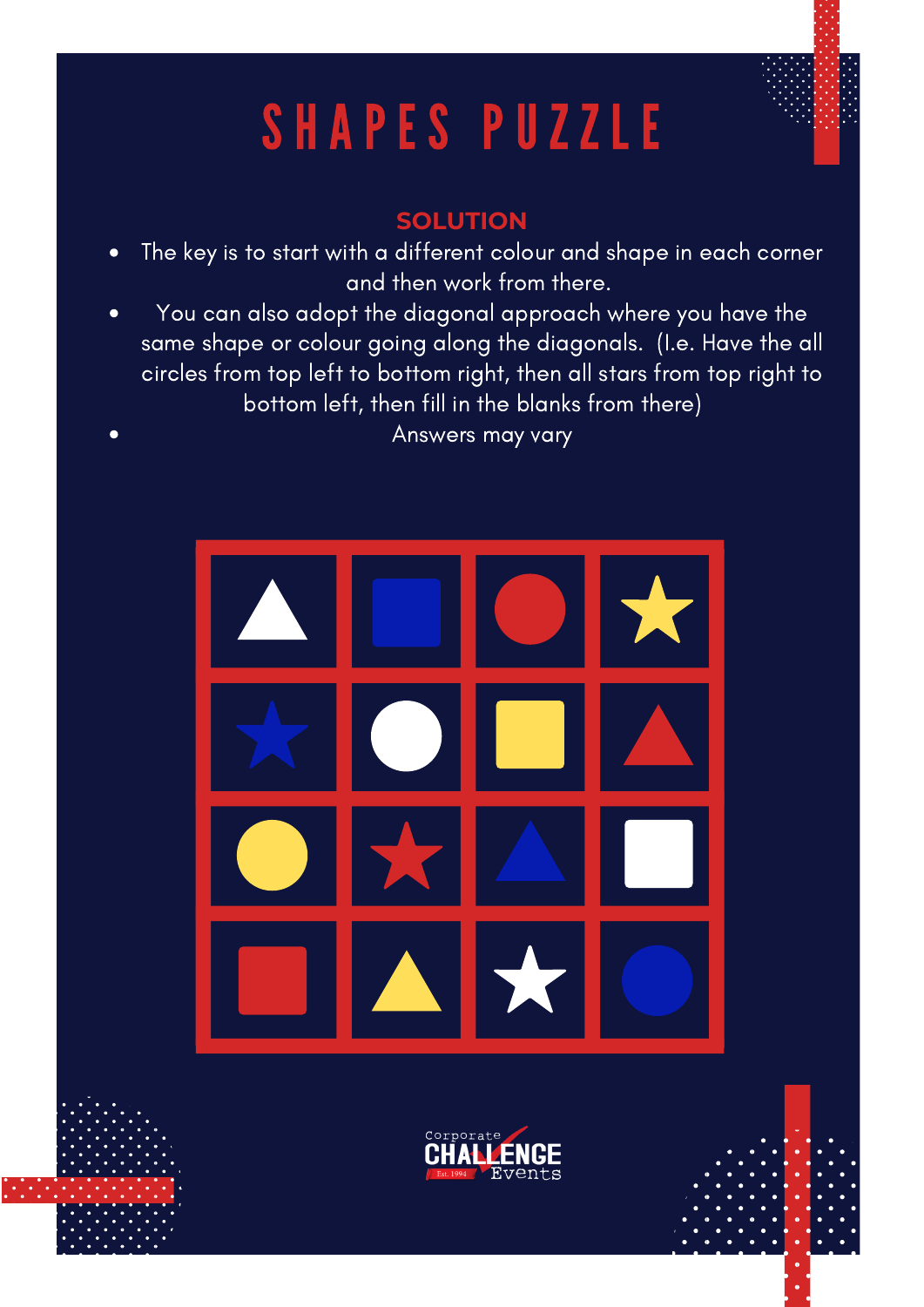# SHAPES PUZZLE

## SOLUTION

- The key is to start with a different colour and shape in each corner and then work from there.
- You can also adopt the diagonal approach where you have the same shape or colour going along the diagonals. (I.e. Have the all circles from top left to bottom right, then all stars from top right to bottom left, then fill in the blanks from there)
- Answers may vary

Corporate CHALLENGE Events
Est. 1994